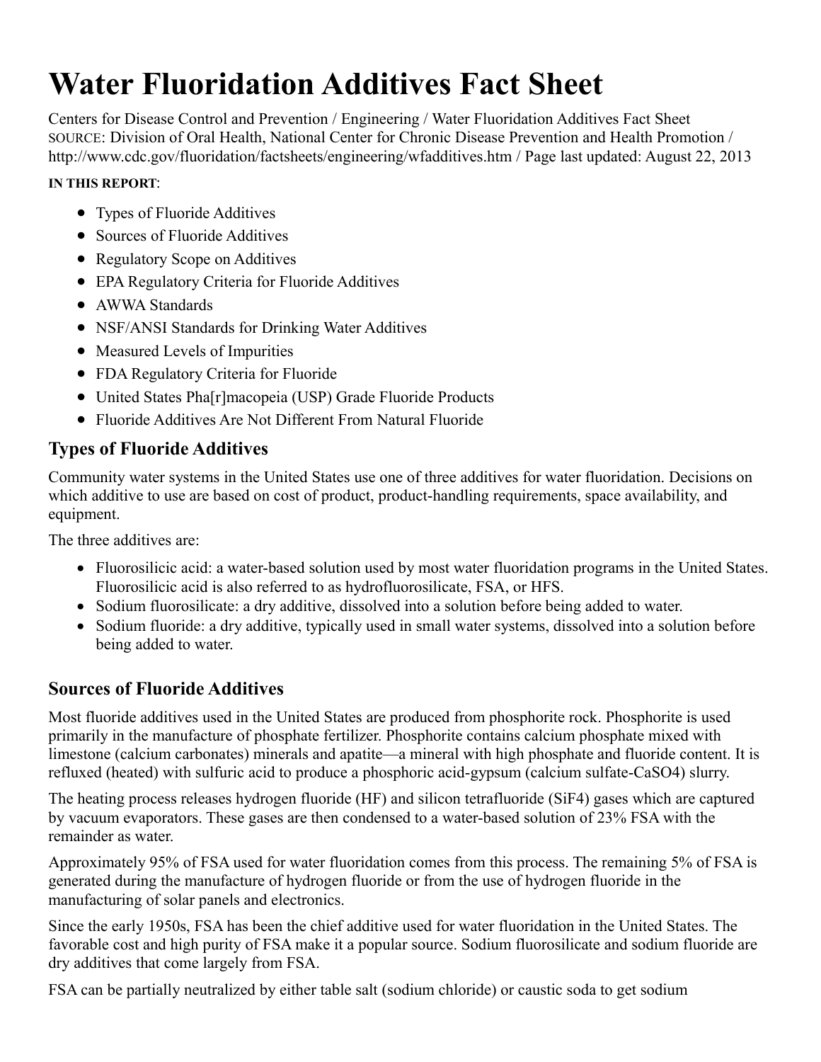# Water Fluoridation Additives Fact Sheet

Centers for Disease Control and Prevention / Engineering / Water Fluoridation Additives Fact Sheet
SOURCE: Division of Oral Health, National Center for Chronic Disease Prevention and Health Promotion / http://www.cdc.gov/fluoridation/factsheets/engineering/wfadditives.htm / Page last updated: August 22, 2013

**IN THIS REPORT**:

- Types of Fluoride Additives
- Sources of Fluoride Additives
- Regulatory Scope on Additives
- EPA Regulatory Criteria for Fluoride Additives
- AWWA Standards
- NSF/ANSI Standards for Drinking Water Additives
- Measured Levels of Impurities
- FDA Regulatory Criteria for Fluoride
- United States Pha[r]macopeia (USP) Grade Fluoride Products
- Fluoride Additives Are Not Different From Natural Fluoride

## Types of Fluoride Additives

Community water systems in the United States use one of three additives for water fluoridation. Decisions on which additive to use are based on cost of product, product-handling requirements, space availability, and equipment.

The three additives are:

- Fluorosilicic acid: a water-based solution used by most water fluoridation programs in the United States. Fluorosilicic acid is also referred to as hydrofluorosilicate, FSA, or HFS.
- Sodium fluorosilicate: a dry additive, dissolved into a solution before being added to water.
- Sodium fluoride: a dry additive, typically used in small water systems, dissolved into a solution before being added to water.

## Sources of Fluoride Additives

Most fluoride additives used in the United States are produced from phosphorite rock. Phosphorite is used primarily in the manufacture of phosphate fertilizer. Phosphorite contains calcium phosphate mixed with limestone (calcium carbonates) minerals and apatite—a mineral with high phosphate and fluoride content. It is refluxed (heated) with sulfuric acid to produce a phosphoric acid-gypsum (calcium sulfate-$CaSO_4$) slurry.

The heating process releases hydrogen fluoride (HF) and silicon tetrafluoride ($SiF_4$) gases which are captured by vacuum evaporators. These gases are then condensed to a water-based solution of 23% FSA with the remainder as water.

Approximately 95% of FSA used for water fluoridation comes from this process. The remaining 5% of FSA is generated during the manufacture of hydrogen fluoride or from the use of hydrogen fluoride in the manufacturing of solar panels and electronics.

Since the early 1950s, FSA has been the chief additive used for water fluoridation in the United States. The favorable cost and high purity of FSA make it a popular source. Sodium fluorosilicate and sodium fluoride are dry additives that come largely from FSA.

FSA can be partially neutralized by either table salt (sodium chloride) or caustic soda to get sodium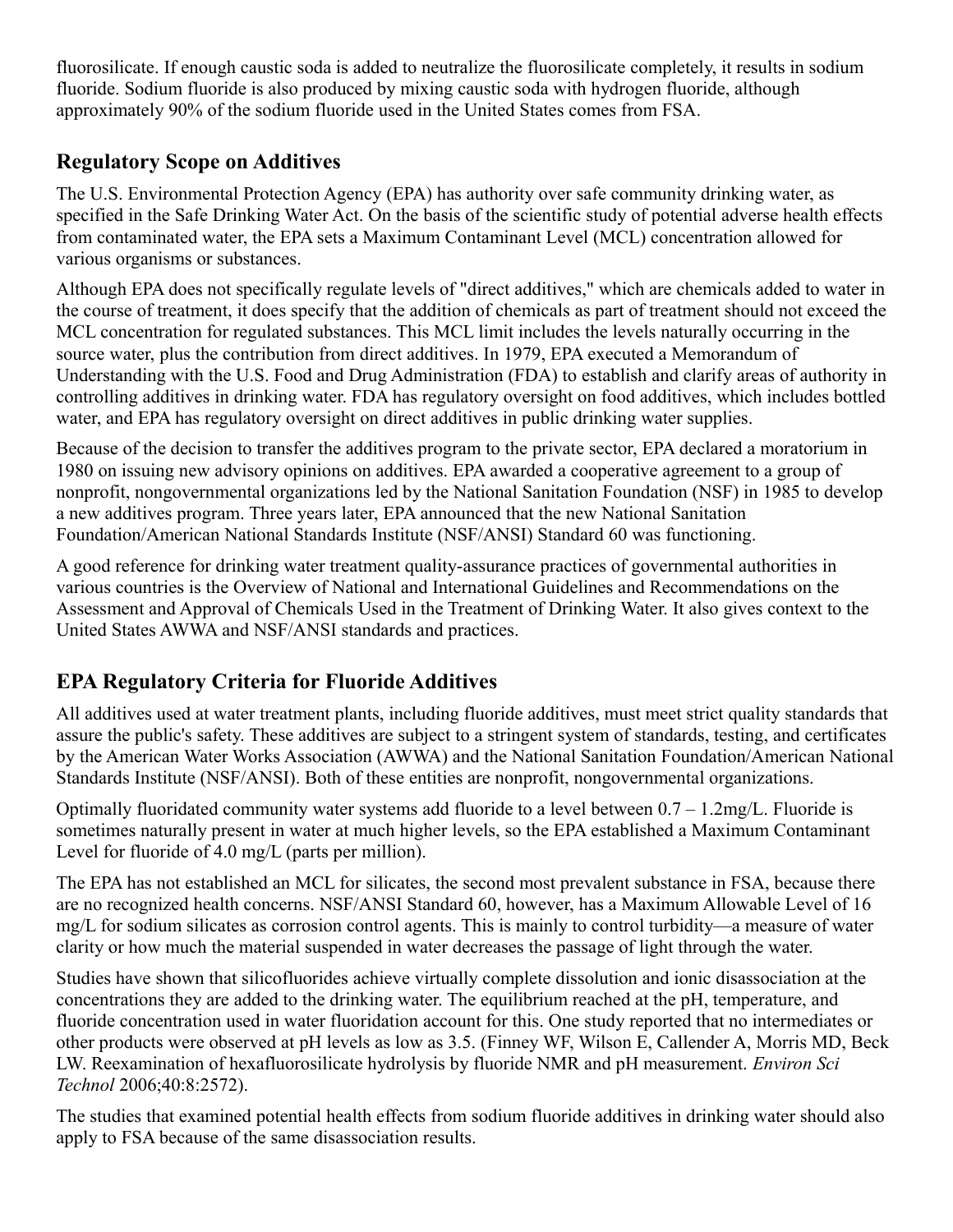fluorosilicate. If enough caustic soda is added to neutralize the fluorosilicate completely, it results in sodium fluoride. Sodium fluoride is also produced by mixing caustic soda with hydrogen fluoride, although approximately 90% of the sodium fluoride used in the United States comes from FSA.

## Regulatory Scope on Additives

The U.S. Environmental Protection Agency (EPA) has authority over safe community drinking water, as specified in the Safe Drinking Water Act. On the basis of the scientific study of potential adverse health effects from contaminated water, the EPA sets a Maximum Contaminant Level (MCL) concentration allowed for various organisms or substances.

Although EPA does not specifically regulate levels of "direct additives," which are chemicals added to water in the course of treatment, it does specify that the addition of chemicals as part of treatment should not exceed the MCL concentration for regulated substances. This MCL limit includes the levels naturally occurring in the source water, plus the contribution from direct additives. In 1979, EPA executed a Memorandum of Understanding with the U.S. Food and Drug Administration (FDA) to establish and clarify areas of authority in controlling additives in drinking water. FDA has regulatory oversight on food additives, which includes bottled water, and EPA has regulatory oversight on direct additives in public drinking water supplies.

Because of the decision to transfer the additives program to the private sector, EPA declared a moratorium in 1980 on issuing new advisory opinions on additives. EPA awarded a cooperative agreement to a group of nonprofit, nongovernmental organizations led by the National Sanitation Foundation (NSF) in 1985 to develop a new additives program. Three years later, EPA announced that the new National Sanitation Foundation/American National Standards Institute (NSF/ANSI) Standard 60 was functioning.

A good reference for drinking water treatment quality-assurance practices of governmental authorities in various countries is the Overview of National and International Guidelines and Recommendations on the Assessment and Approval of Chemicals Used in the Treatment of Drinking Water. It also gives context to the United States AWWA and NSF/ANSI standards and practices.

## EPA Regulatory Criteria for Fluoride Additives

All additives used at water treatment plants, including fluoride additives, must meet strict quality standards that assure the public's safety. These additives are subject to a stringent system of standards, testing, and certificates by the American Water Works Association (AWWA) and the National Sanitation Foundation/American National Standards Institute (NSF/ANSI). Both of these entities are nonprofit, nongovernmental organizations.

Optimally fluoridated community water systems add fluoride to a level between 0.7 – 1.2mg/L. Fluoride is sometimes naturally present in water at much higher levels, so the EPA established a Maximum Contaminant Level for fluoride of 4.0 mg/L (parts per million).

The EPA has not established an MCL for silicates, the second most prevalent substance in FSA, because there are no recognized health concerns. NSF/ANSI Standard 60, however, has a Maximum Allowable Level of 16 mg/L for sodium silicates as corrosion control agents. This is mainly to control turbidity—a measure of water clarity or how much the material suspended in water decreases the passage of light through the water.

Studies have shown that silicofluorides achieve virtually complete dissolution and ionic disassociation at the concentrations they are added to the drinking water. The equilibrium reached at the pH, temperature, and fluoride concentration used in water fluoridation account for this. One study reported that no intermediates or other products were observed at pH levels as low as 3.5. (Finney WF, Wilson E, Callender A, Morris MD, Beck LW. Reexamination of hexafluorosilicate hydrolysis by fluoride NMR and pH measurement. *Environ Sci Technol* 2006;40:8:2572).

The studies that examined potential health effects from sodium fluoride additives in drinking water should also apply to FSA because of the same disassociation results.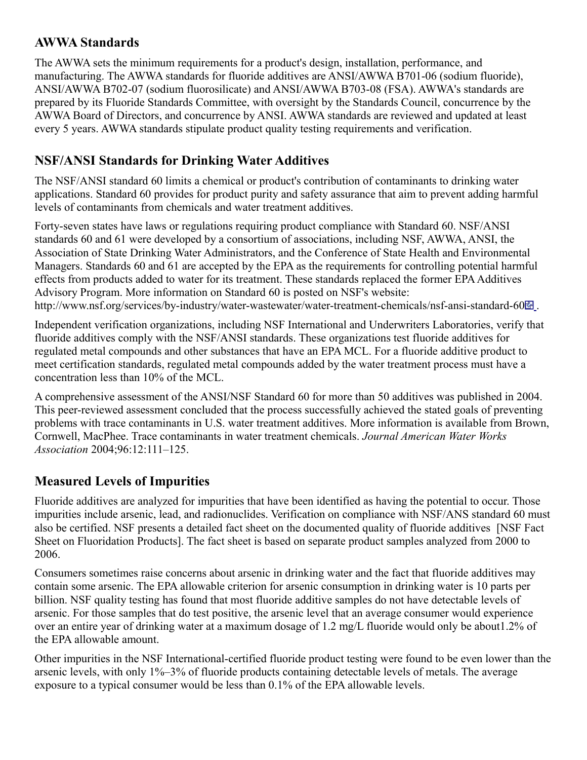## AWWA Standards

The AWWA sets the minimum requirements for a product's design, installation, performance, and manufacturing. The AWWA standards for fluoride additives are ANSI/AWWA B701-06 (sodium fluoride), ANSI/AWWA B702-07 (sodium fluorosilicate) and ANSI/AWWA B703-08 (FSA). AWWA's standards are prepared by its Fluoride Standards Committee, with oversight by the Standards Council, concurrence by the AWWA Board of Directors, and concurrence by ANSI. AWWA standards are reviewed and updated at least every 5 years. AWWA standards stipulate product quality testing requirements and verification.

## NSF/ANSI Standards for Drinking Water Additives

The NSF/ANSI standard 60 limits a chemical or product's contribution of contaminants to drinking water applications. Standard 60 provides for product purity and safety assurance that aim to prevent adding harmful levels of contaminants from chemicals and water treatment additives.

Forty-seven states have laws or regulations requiring product compliance with Standard 60. NSF/ANSI standards 60 and 61 were developed by a consortium of associations, including NSF, AWWA, ANSI, the Association of State Drinking Water Administrators, and the Conference of State Health and Environmental Managers. Standards 60 and 61 are accepted by the EPA as the requirements for controlling potential harmful effects from products added to water for its treatment. These standards replaced the former EPA Additives Advisory Program. More information on Standard 60 is posted on NSF's website: http://www.nsf.org/services/by-industry/water-wastewater/water-treatment-chemicals/nsf-ansi-standard-60 .

Independent verification organizations, including NSF International and Underwriters Laboratories, verify that fluoride additives comply with the NSF/ANSI standards. These organizations test fluoride additives for regulated metal compounds and other substances that have an EPA MCL. For a fluoride additive product to meet certification standards, regulated metal compounds added by the water treatment process must have a concentration less than 10% of the MCL.

A comprehensive assessment of the ANSI/NSF Standard 60 for more than 50 additives was published in 2004. This peer-reviewed assessment concluded that the process successfully achieved the stated goals of preventing problems with trace contaminants in U.S. water treatment additives. More information is available from Brown, Cornwell, MacPhee. Trace contaminants in water treatment chemicals. *Journal American Water Works Association* 2004;96:12:111–125.

## Measured Levels of Impurities

Fluoride additives are analyzed for impurities that have been identified as having the potential to occur. Those impurities include arsenic, lead, and radionuclides. Verification on compliance with NSF/ANS standard 60 must also be certified. NSF presents a detailed fact sheet on the documented quality of fluoride additives [NSF Fact Sheet on Fluoridation Products]. The fact sheet is based on separate product samples analyzed from 2000 to 2006.

Consumers sometimes raise concerns about arsenic in drinking water and the fact that fluoride additives may contain some arsenic. The EPA allowable criterion for arsenic consumption in drinking water is 10 parts per billion. NSF quality testing has found that most fluoride additive samples do not have detectable levels of arsenic. For those samples that do test positive, the arsenic level that an average consumer would experience over an entire year of drinking water at a maximum dosage of 1.2 mg/L fluoride would only be about1.2% of the EPA allowable amount.

Other impurities in the NSF International-certified fluoride product testing were found to be even lower than the arsenic levels, with only 1%–3% of fluoride products containing detectable levels of metals. The average exposure to a typical consumer would be less than 0.1% of the EPA allowable levels.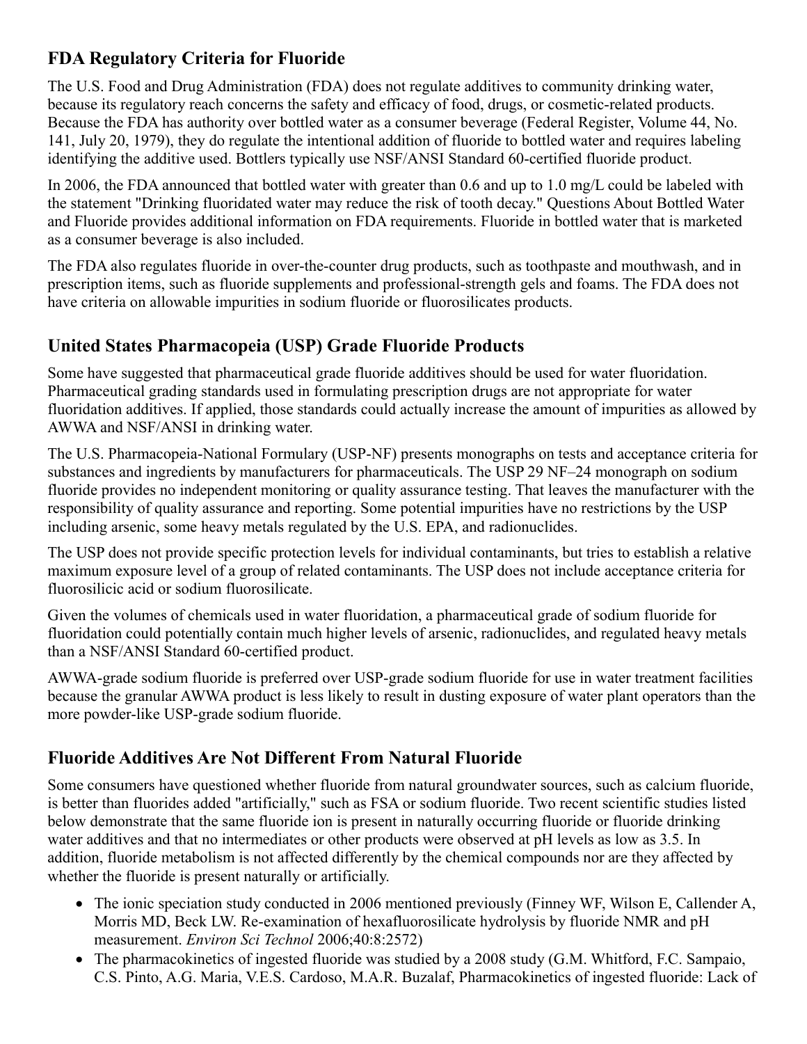## FDA Regulatory Criteria for Fluoride

The U.S. Food and Drug Administration (FDA) does not regulate additives to community drinking water, because its regulatory reach concerns the safety and efficacy of food, drugs, or cosmetic-related products. Because the FDA has authority over bottled water as a consumer beverage (Federal Register, Volume 44, No. 141, July 20, 1979), they do regulate the intentional addition of fluoride to bottled water and requires labeling identifying the additive used. Bottlers typically use NSF/ANSI Standard 60-certified fluoride product.

In 2006, the FDA announced that bottled water with greater than 0.6 and up to 1.0 mg/L could be labeled with the statement "Drinking fluoridated water may reduce the risk of tooth decay." Questions About Bottled Water and Fluoride provides additional information on FDA requirements. Fluoride in bottled water that is marketed as a consumer beverage is also included.

The FDA also regulates fluoride in over-the-counter drug products, such as toothpaste and mouthwash, and in prescription items, such as fluoride supplements and professional-strength gels and foams. The FDA does not have criteria on allowable impurities in sodium fluoride or fluorosilicates products.

## United States Pharmacopeia (USP) Grade Fluoride Products

Some have suggested that pharmaceutical grade fluoride additives should be used for water fluoridation. Pharmaceutical grading standards used in formulating prescription drugs are not appropriate for water fluoridation additives. If applied, those standards could actually increase the amount of impurities as allowed by AWWA and NSF/ANSI in drinking water.

The U.S. Pharmacopeia-National Formulary (USP-NF) presents monographs on tests and acceptance criteria for substances and ingredients by manufacturers for pharmaceuticals. The USP 29 NF–24 monograph on sodium fluoride provides no independent monitoring or quality assurance testing. That leaves the manufacturer with the responsibility of quality assurance and reporting. Some potential impurities have no restrictions by the USP including arsenic, some heavy metals regulated by the U.S. EPA, and radionuclides.

The USP does not provide specific protection levels for individual contaminants, but tries to establish a relative maximum exposure level of a group of related contaminants. The USP does not include acceptance criteria for fluorosilicic acid or sodium fluorosilicate.

Given the volumes of chemicals used in water fluoridation, a pharmaceutical grade of sodium fluoride for fluoridation could potentially contain much higher levels of arsenic, radionuclides, and regulated heavy metals than a NSF/ANSI Standard 60-certified product.

AWWA-grade sodium fluoride is preferred over USP-grade sodium fluoride for use in water treatment facilities because the granular AWWA product is less likely to result in dusting exposure of water plant operators than the more powder-like USP-grade sodium fluoride.

## Fluoride Additives Are Not Different From Natural Fluoride

Some consumers have questioned whether fluoride from natural groundwater sources, such as calcium fluoride, is better than fluorides added "artificially," such as FSA or sodium fluoride. Two recent scientific studies listed below demonstrate that the same fluoride ion is present in naturally occurring fluoride or fluoride drinking water additives and that no intermediates or other products were observed at pH levels as low as 3.5. In addition, fluoride metabolism is not affected differently by the chemical compounds nor are they affected by whether the fluoride is present naturally or artificially.

- The ionic speciation study conducted in 2006 mentioned previously (Finney WF, Wilson E, Callender A, Morris MD, Beck LW. Re-examination of hexafluorosilicate hydrolysis by fluoride NMR and pH measurement. *Environ Sci Technol* 2006;40:8:2572)
- The pharmacokinetics of ingested fluoride was studied by a 2008 study (G.M. Whitford, F.C. Sampaio, C.S. Pinto, A.G. Maria, V.E.S. Cardoso, M.A.R. Buzalaf, Pharmacokinetics of ingested fluoride: Lack of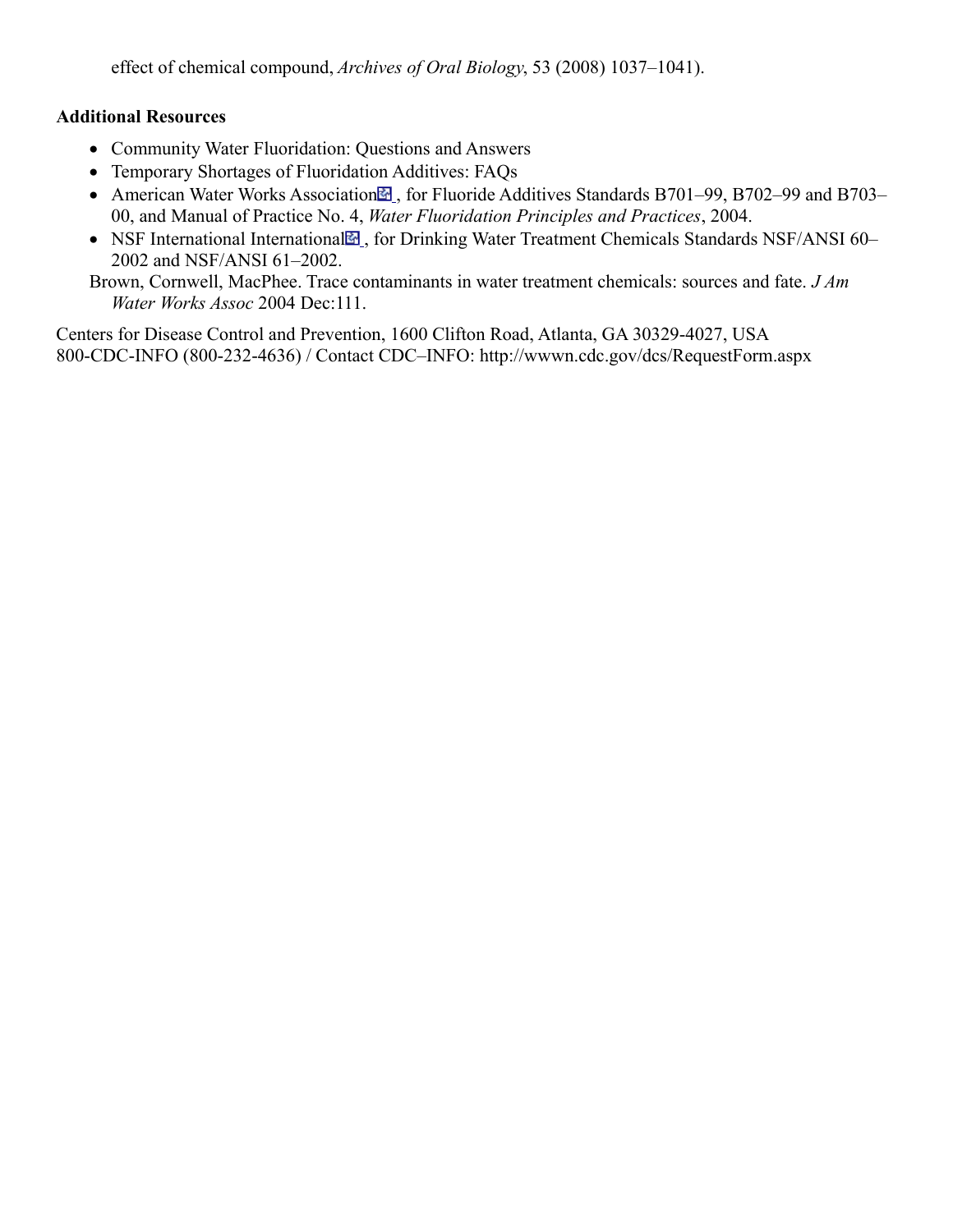effect of chemical compound, *Archives of Oral Biology*, 53 (2008) 1037–1041).

**Additional Resources**

- Community Water Fluoridation: Questions and Answers
- Temporary Shortages of Fluoridation Additives: FAQs
- American Water Works Association, for Fluoride Additives Standards B701–99, B702–99 and B703–00, and Manual of Practice No. 4, *Water Fluoridation Principles and Practices*, 2004.
- NSF International International, for Drinking Water Treatment Chemicals Standards NSF/ANSI 60–2002 and NSF/ANSI 61–2002.

Brown, Cornwell, MacPhee. Trace contaminants in water treatment chemicals: sources and fate. *J Am Water Works Assoc* 2004 Dec:111.

Centers for Disease Control and Prevention, 1600 Clifton Road, Atlanta, GA 30329-4027, USA
800-CDC-INFO (800-232-4636) / Contact CDC–INFO: http://wwwn.cdc.gov/dcs/RequestForm.aspx